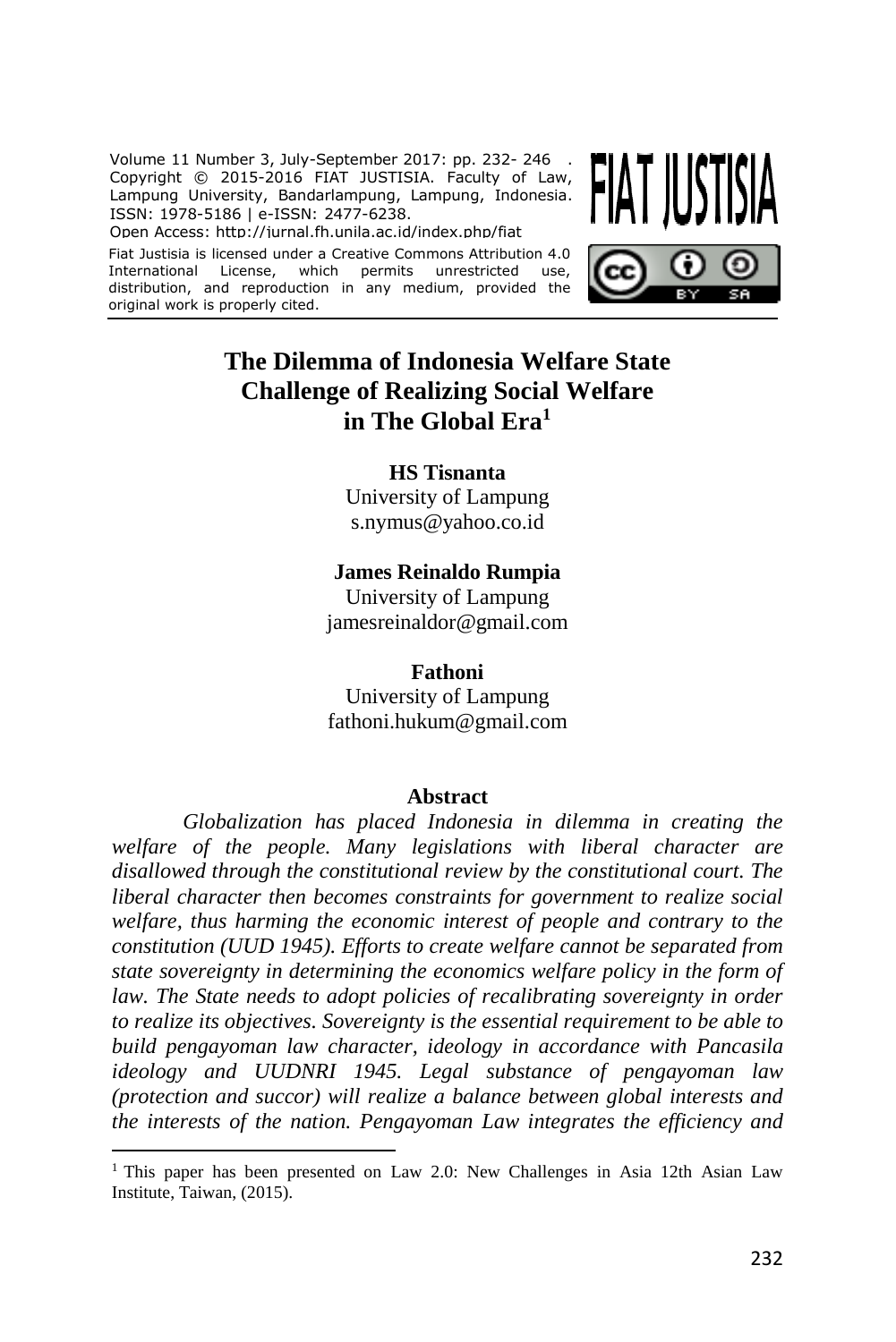Volume 11 Number 3, July-September 2017: pp. 232- 246 .
Copyright © 2015-2016 FIAT JUSTISIA. Faculty of Law, Lampung University, Bandarlampung, Lampung, Indonesia.
ISSN: 1978-5186 | e-ISSN: 2477-6238.
Open Access: http://jurnal.fh.unila.ac.id/index.php/fiat

Fiat Justisia is licensed under a Creative Commons Attribution 4.0 International License, which permits unrestricted use, distribution, and reproduction in any medium, provided the original work is properly cited.

# The Dilemma of Indonesia Welfare State Challenge of Realizing Social Welfare in The Global Era[1]

**HS Tisnanta**
University of Lampung
s.nymus@yahoo.co.id

**James Reinaldo Rumpia**
University of Lampung
jamesreinaldor@gmail.com

**Fathoni**
University of Lampung
fathoni.hukum@gmail.com

## Abstract

*Globalization has placed Indonesia in dilemma in creating the welfare of the people. Many legislations with liberal character are disallowed through the constitutional review by the constitutional court. The liberal character then becomes constraints for government to realize social welfare, thus harming the economic interest of people and contrary to the constitution (UUD 1945). Efforts to create welfare cannot be separated from state sovereignty in determining the economics welfare policy in the form of law. The State needs to adopt policies of recalibrating sovereignty in order to realize its objectives. Sovereignty is the essential requirement to be able to build pengayoman law character, ideology in accordance with Pancasila ideology and UUDNRI 1945. Legal substance of pengayoman law (protection and succor) will realize a balance between global interests and the interests of the nation. Pengayoman Law integrates the efficiency and*

[1] This paper has been presented on Law 2.0: New Challenges in Asia 12th Asian Law Institute, Taiwan, (2015).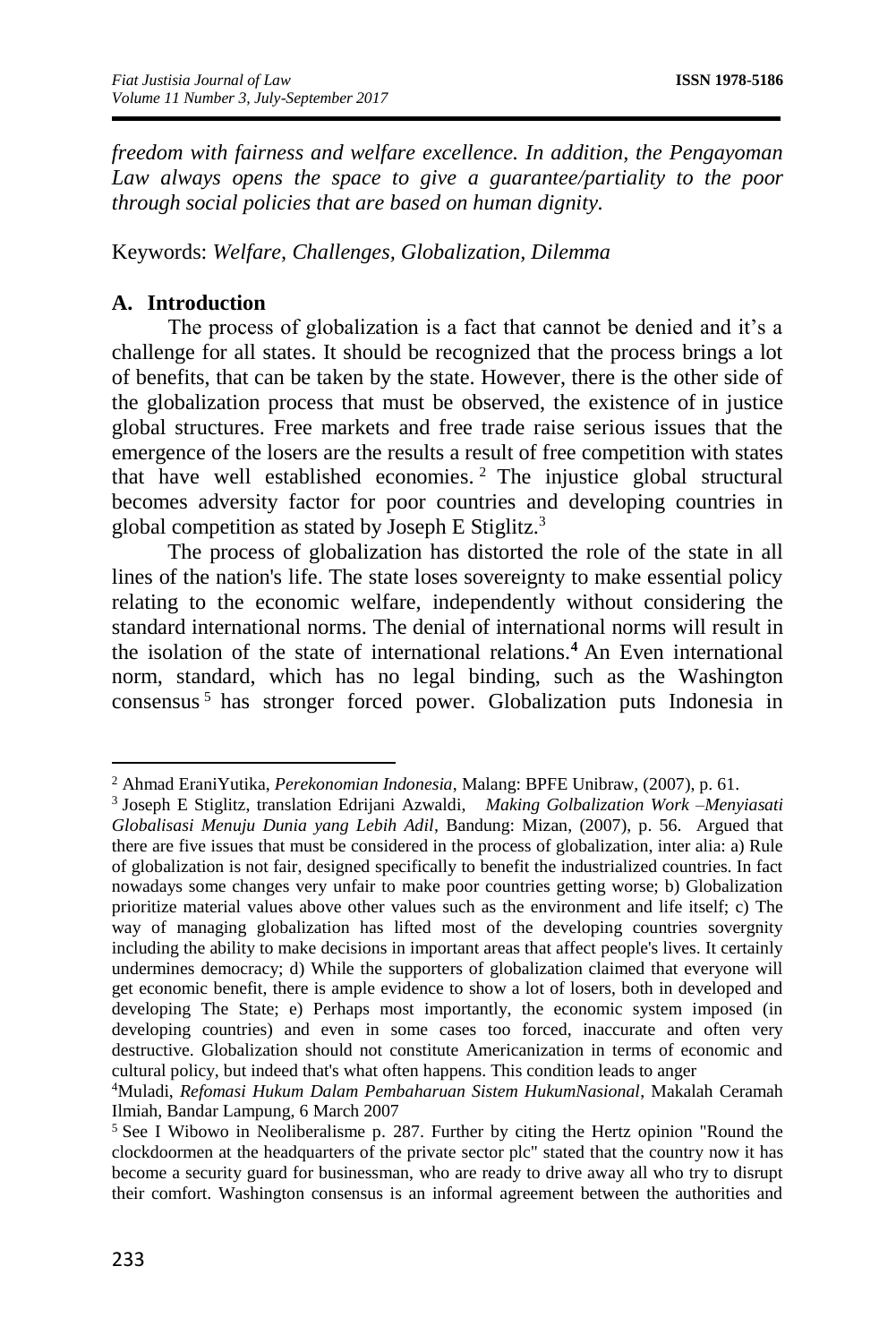*freedom with fairness and welfare excellence. In addition, the Pengayoman Law always opens the space to give a guarantee/partiality to the poor through social policies that are based on human dignity.*

Keywords: *Welfare, Challenges, Globalization, Dilemma*

## A. Introduction

The process of globalization is a fact that cannot be denied and it's a challenge for all states. It should be recognized that the process brings a lot of benefits, that can be taken by the state. However, there is the other side of the globalization process that must be observed, the existence of in justice global structures. Free markets and free trade raise serious issues that the emergence of the losers are the results a result of free competition with states that have well established economies.[2] The injustice global structural becomes adversity factor for poor countries and developing countries in global competition as stated by Joseph E Stiglitz.[3]

The process of globalization has distorted the role of the state in all lines of the nation's life. The state loses sovereignty to make essential policy relating to the economic welfare, independently without considering the standard international norms. The denial of international norms will result in the isolation of the state of international relations.[4] An Even international norm, standard, which has no legal binding, such as the Washington consensus[5] has stronger forced power. Globalization puts Indonesia in

---

[2] Ahmad EraniYutika, *Perekonomian Indonesia*, Malang: BPFE Unibraw, (2007), p. 61.

[3] Joseph E Stiglitz, translation Edrijani Azwaldi, *Making Golbalization Work –Menyiasati Globalisasi Menuju Dunia yang Lebih Adil*, Bandung: Mizan, (2007), p. 56. Argued that there are five issues that must be considered in the process of globalization, inter alia: a) Rule of globalization is not fair, designed specifically to benefit the industrialized countries. In fact nowadays some changes very unfair to make poor countries getting worse; b) Globalization prioritize material values above other values such as the environment and life itself; c) The way of managing globalization has lifted most of the developing countries sovergnity including the ability to make decisions in important areas that affect people's lives. It certainly undermines democracy; d) While the supporters of globalization claimed that everyone will get economic benefit, there is ample evidence to show a lot of losers, both in developed and developing The State; e) Perhaps most importantly, the economic system imposed (in developing countries) and even in some cases too forced, inaccurate and often very destructive. Globalization should not constitute Americanization in terms of economic and cultural policy, but indeed that's what often happens. This condition leads to anger

[4] Muladi, *Refomasi Hukum Dalam Pembaharuan Sistem HukumNasional*, Makalah Ceramah Ilmiah, Bandar Lampung, 6 March 2007

[5] See I Wibowo in Neoliberalisme p. 287. Further by citing the Hertz opinion "Round the clockdoormen at the headquarters of the private sector plc" stated that the country now it has become a security guard for businessman, who are ready to drive away all who try to disrupt their comfort. Washington consensus is an informal agreement between the authorities and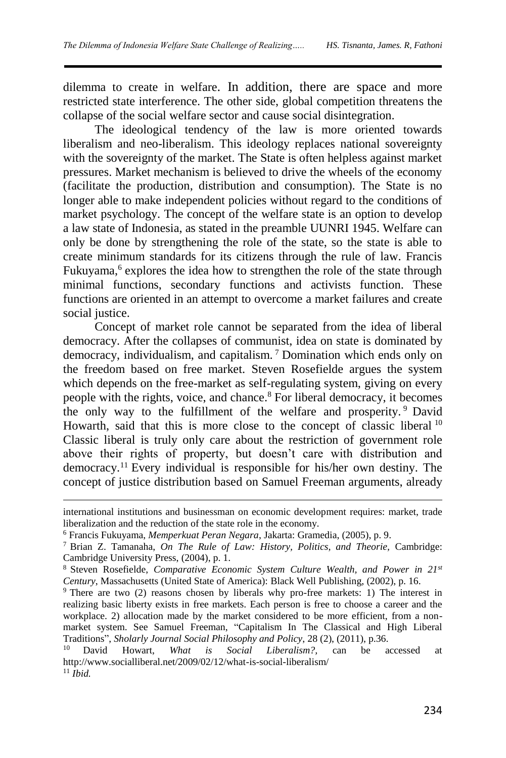dilemma to create in welfare. In addition, there are space and more restricted state interference. The other side, global competition threatens the collapse of the social welfare sector and cause social disintegration.

The ideological tendency of the law is more oriented towards liberalism and neo-liberalism. This ideology replaces national sovereignty with the sovereignty of the market. The State is often helpless against market pressures. Market mechanism is believed to drive the wheels of the economy (facilitate the production, distribution and consumption). The State is no longer able to make independent policies without regard to the conditions of market psychology. The concept of the welfare state is an option to develop a law state of Indonesia, as stated in the preamble UUNRI 1945. Welfare can only be done by strengthening the role of the state, so the state is able to create minimum standards for its citizens through the rule of law. Francis Fukuyama,[6] explores the idea how to strengthen the role of the state through minimal functions, secondary functions and activists function. These functions are oriented in an attempt to overcome a market failures and create social justice.

Concept of market role cannot be separated from the idea of liberal democracy. After the collapses of communist, idea on state is dominated by democracy, individualism, and capitalism.[7] Domination which ends only on the freedom based on free market. Steven Rosefielde argues the system which depends on the free-market as self-regulating system, giving on every people with the rights, voice, and chance.[8] For liberal democracy, it becomes the only way to the fulfillment of the welfare and prosperity.[9] David Howarth, said that this is more close to the concept of classic liberal[10] Classic liberal is truly only care about the restriction of government role above their rights of property, but doesn't care with distribution and democracy.[11] Every individual is responsible for his/her own destiny. The concept of justice distribution based on Samuel Freeman arguments, already

---

international institutions and businessman on economic development requires: market, trade liberalization and the reduction of the state role in the economy.

[6] Francis Fukuyama, *Memperkuat Peran Negara*, Jakarta: Gramedia, (2005), p. 9.

[7] Brian Z. Tamanaha, *On The Rule of Law: History, Politics, and Theorie*, Cambridge: Cambridge University Press, (2004), p. 1.

[8] Steven Rosefielde, *Comparative Economic System Culture Wealth, and Power in 21st Century*, Massachusetts (United State of America): Black Well Publishing, (2002), p. 16.

[9] There are two (2) reasons chosen by liberals why pro-free markets: 1) The interest in realizing basic liberty exists in free markets. Each person is free to choose a career and the workplace. 2) allocation made by the market considered to be more efficient, from a non-market system. See Samuel Freeman, "Capitalism In The Classical and High Liberal Traditions", *Sholarly Journal Social Philosophy and Policy*, 28 (2), (2011), p.36.

[10] David Howart, *What is Social Liberalism?*, can be accessed at http://www.socialliberal.net/2009/02/12/what-is-social-liberalism/

[11] *Ibid.*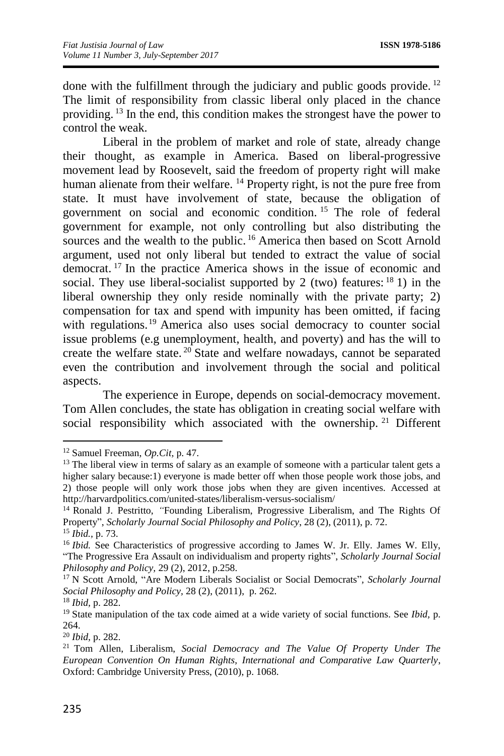done with the fulfillment through the judiciary and public goods provide.[12] The limit of responsibility from classic liberal only placed in the chance providing.[13] In the end, this condition makes the strongest have the power to control the weak.

Liberal in the problem of market and role of state, already change their thought, as example in America. Based on liberal-progressive movement lead by Roosevelt, said the freedom of property right will make human alienate from their welfare.[14] Property right, is not the pure free from state. It must have involvement of state, because the obligation of government on social and economic condition.[15] The role of federal government for example, not only controlling but also distributing the sources and the wealth to the public.[16] America then based on Scott Arnold argument, used not only liberal but tended to extract the value of social democrat.[17] In the practice America shows in the issue of economic and social. They use liberal-socialist supported by 2 (two) features:[18] 1) in the liberal ownership they only reside nominally with the private party; 2) compensation for tax and spend with impunity has been omitted, if facing with regulations.[19] America also uses social democracy to counter social issue problems (e.g unemployment, health, and poverty) and has the will to create the welfare state.[20] State and welfare nowadays, cannot be separated even the contribution and involvement through the social and political aspects.

The experience in Europe, depends on social-democracy movement. Tom Allen concludes, the state has obligation in creating social welfare with social responsibility which associated with the ownership.[21] Different

---

[12] Samuel Freeman, *Op.Cit,* p. 47.

[13] The liberal view in terms of salary as an example of someone with a particular talent gets a higher salary because:1) everyone is made better off when those people work those jobs, and 2) those people will only work those jobs when they are given incentives. Accessed at http://harvardpolitics.com/united-states/liberalism-versus-socialism/

[14] Ronald J. Pestritto, "Founding Liberalism, Progressive Liberalism, and The Rights Of Property", *Scholarly Journal Social Philosophy and Policy*, 28 (2), (2011), p. 72.

[15] *Ibid.*, p. 73.

[16] *Ibid.* See Characteristics of progressive according to James W. Jr. Elly. James W. Elly, "The Progressive Era Assault on individualism and property rights", *Scholarly Journal Social Philosophy and Policy,* 29 (2), 2012, p.258.

[17] N Scott Arnold, "Are Modern Liberals Socialist or Social Democrats", *Scholarly Journal Social Philosophy and Policy,* 28 (2), (2011), p. 262.

[18] *Ibid,* p. 282.

[19] State manipulation of the tax code aimed at a wide variety of social functions. See *Ibid,* p. 264.

[20] *Ibid,* p. 282.

[21] Tom Allen, Liberalism, *Social Democracy and The Value Of Property Under The European Convention On Human Rights, International and Comparative Law Quarterly*, Oxford: Cambridge University Press, (2010), p. 1068.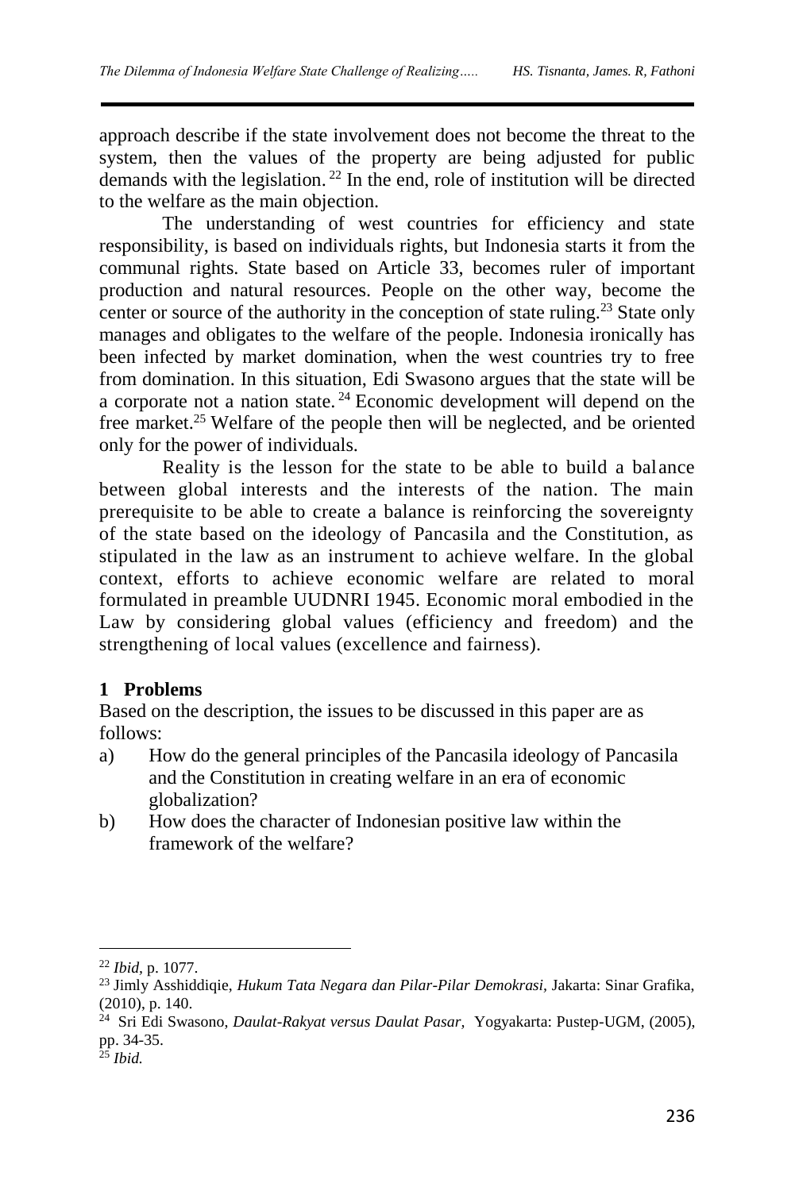approach describe if the state involvement does not become the threat to the system, then the values of the property are being adjusted for public demands with the legislation.[22] In the end, role of institution will be directed to the welfare as the main objection.

The understanding of west countries for efficiency and state responsibility, is based on individuals rights, but Indonesia starts it from the communal rights. State based on Article 33, becomes ruler of important production and natural resources. People on the other way, become the center or source of the authority in the conception of state ruling.[23] State only manages and obligates to the welfare of the people. Indonesia ironically has been infected by market domination, when the west countries try to free from domination. In this situation, Edi Swasono argues that the state will be a corporate not a nation state.[24] Economic development will depend on the free market.[25] Welfare of the people then will be neglected, and be oriented only for the power of individuals.

Reality is the lesson for the state to be able to build a balance between global interests and the interests of the nation. The main prerequisite to be able to create a balance is reinforcing the sovereignty of the state based on the ideology of Pancasila and the Constitution, as stipulated in the law as an instrument to achieve welfare. In the global context, efforts to achieve economic welfare are related to moral formulated in preamble UUDNRI 1945. Economic moral embodied in the Law by considering global values (efficiency and freedom) and the strengthening of local values (excellence and fairness).

## 1 Problems

Based on the description, the issues to be discussed in this paper are as follows:

a) How do the general principles of the Pancasila ideology of Pancasila and the Constitution in creating welfare in an era of economic globalization?
b) How does the character of Indonesian positive law within the framework of the welfare?

---

[22] *Ibid*, p. 1077.

[23] Jimly Asshiddiqie, *Hukum Tata Negara dan Pilar-Pilar Demokrasi*, Jakarta: Sinar Grafika, (2010), p. 140.

[24] Sri Edi Swasono, *Daulat-Rakyat versus Daulat Pasar*, Yogyakarta: Pustep-UGM, (2005), pp. 34-35.

[25] *Ibid.*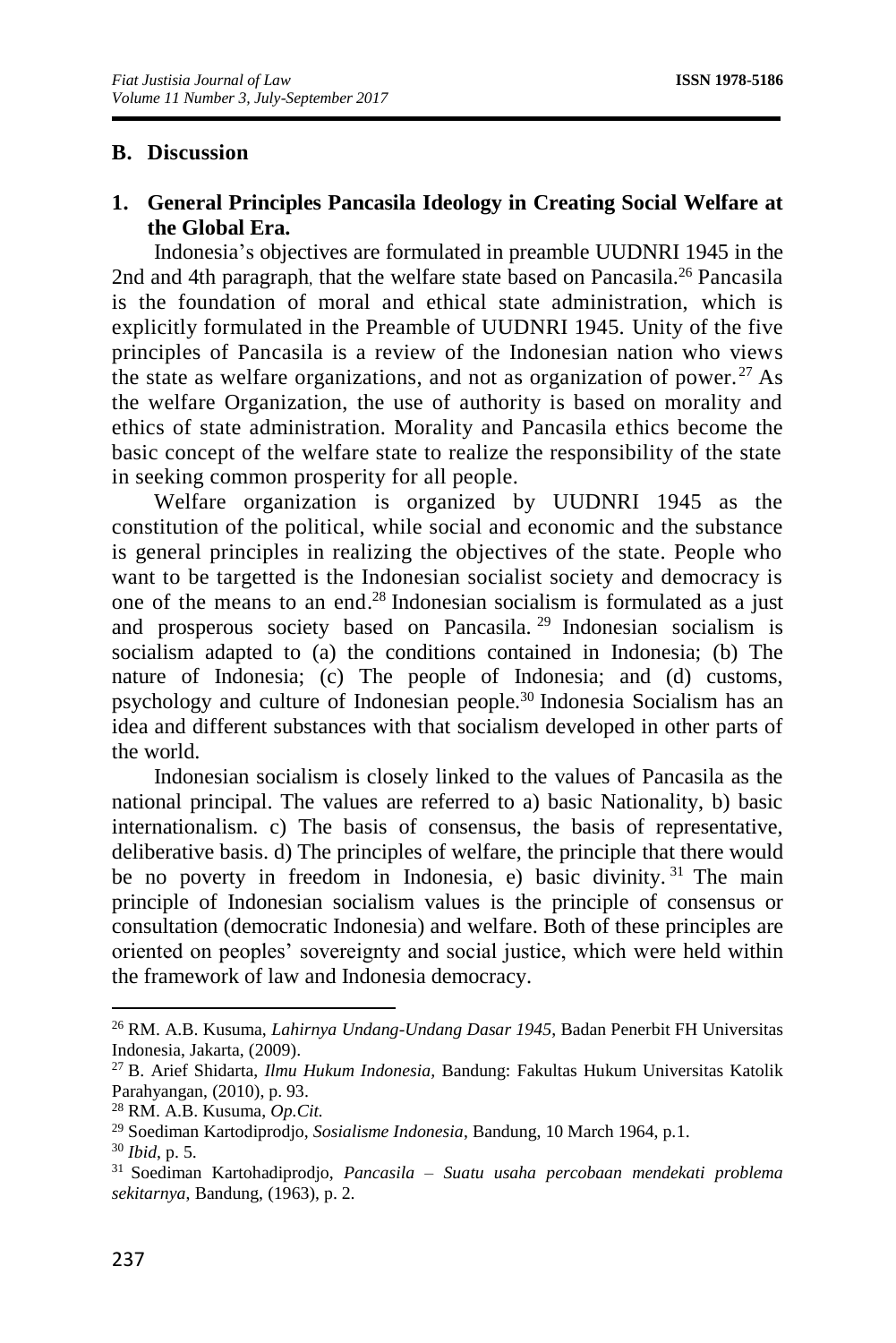## B. Discussion

### 1. General Principles Pancasila Ideology in Creating Social Welfare at the Global Era.

Indonesia's objectives are formulated in preamble UUDNRI 1945 in the 2nd and 4th paragraph, that the welfare state based on Pancasila.[26] Pancasila is the foundation of moral and ethical state administration, which is explicitly formulated in the Preamble of UUDNRI 1945. Unity of the five principles of Pancasila is a review of the Indonesian nation who views the state as welfare organizations, and not as organization of power.[27] As the welfare Organization, the use of authority is based on morality and ethics of state administration. Morality and Pancasila ethics become the basic concept of the welfare state to realize the responsibility of the state in seeking common prosperity for all people.

Welfare organization is organized by UUDNRI 1945 as the constitution of the political, while social and economic and the substance is general principles in realizing the objectives of the state. People who want to be targetted is the Indonesian socialist society and democracy is one of the means to an end.[28] Indonesian socialism is formulated as a just and prosperous society based on Pancasila.[29] Indonesian socialism is socialism adapted to (a) the conditions contained in Indonesia; (b) The nature of Indonesia; (c) The people of Indonesia; and (d) customs, psychology and culture of Indonesian people.[30] Indonesia Socialism has an idea and different substances with that socialism developed in other parts of the world.

Indonesian socialism is closely linked to the values of Pancasila as the national principal. The values are referred to a) basic Nationality, b) basic internationalism. c) The basis of consensus, the basis of representative, deliberative basis. d) The principles of welfare, the principle that there would be no poverty in freedom in Indonesia, e) basic divinity.[31] The main principle of Indonesian socialism values is the principle of consensus or consultation (democratic Indonesia) and welfare. Both of these principles are oriented on peoples' sovereignty and social justice, which were held within the framework of law and Indonesia democracy.

---

[26] RM. A.B. Kusuma, *Lahirnya Undang-Undang Dasar 1945*, Badan Penerbit FH Universitas Indonesia, Jakarta, (2009).

[27] B. Arief Shidarta, *Ilmu Hukum Indonesia*, Bandung: Fakultas Hukum Universitas Katolik Parahyangan, (2010), p. 93.

[28] RM. A.B. Kusuma, *Op.Cit.*

[29] Soediman Kartodiprodjo, *Sosialisme Indonesia*, Bandung, 10 March 1964, p.1.

[30] *Ibid*, p. 5.

[31] Soediman Kartohadiprodjo, *Pancasila – Suatu usaha percobaan mendekati problema sekitarnya*, Bandung, (1963), p. 2.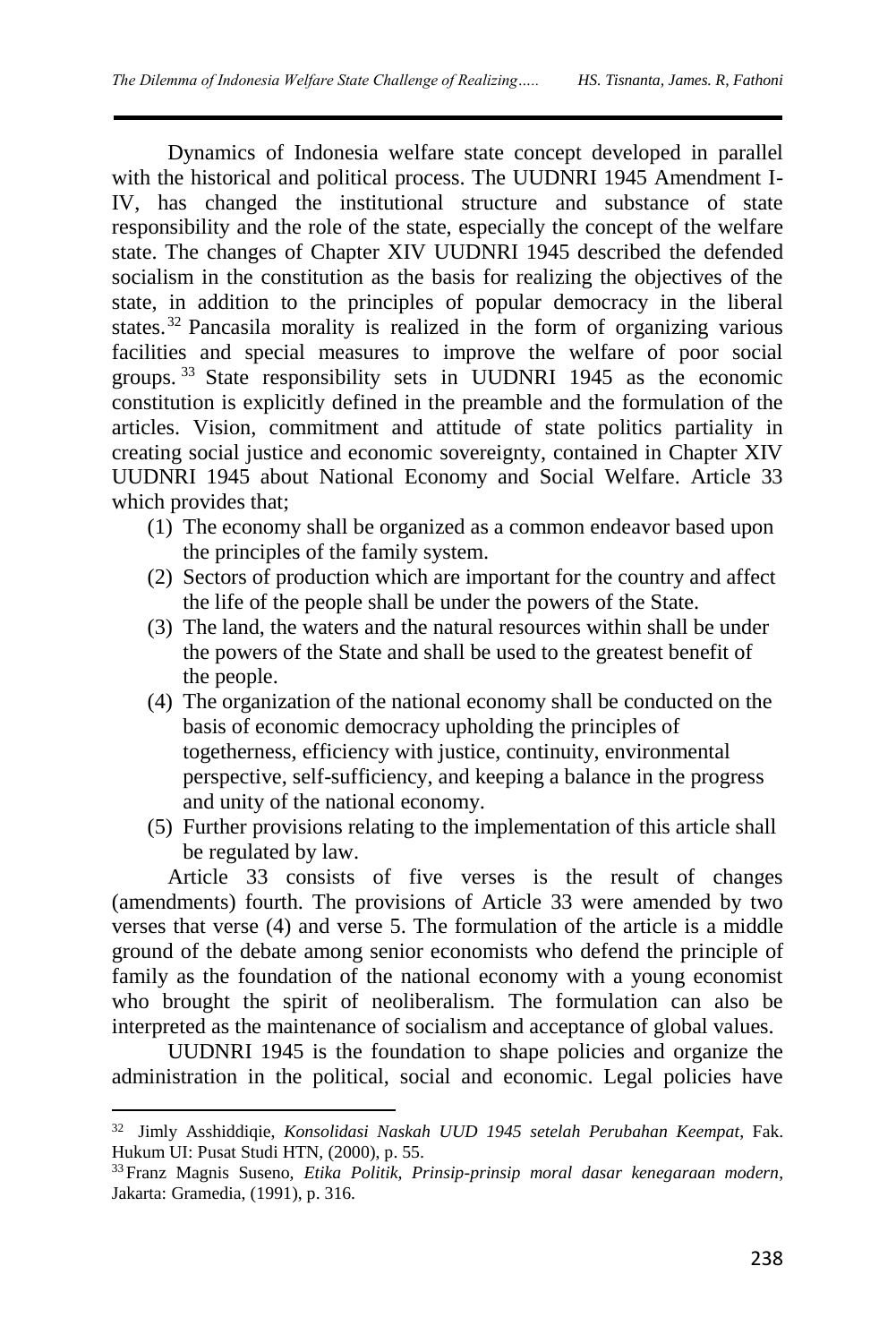Dynamics of Indonesia welfare state concept developed in parallel with the historical and political process. The UUDNRI 1945 Amendment I-IV, has changed the institutional structure and substance of state responsibility and the role of the state, especially the concept of the welfare state. The changes of Chapter XIV UUDNRI 1945 described the defended socialism in the constitution as the basis for realizing the objectives of the state, in addition to the principles of popular democracy in the liberal states.[32] Pancasila morality is realized in the form of organizing various facilities and special measures to improve the welfare of poor social groups.[33] State responsibility sets in UUDNRI 1945 as the economic constitution is explicitly defined in the preamble and the formulation of the articles. Vision, commitment and attitude of state politics partiality in creating social justice and economic sovereignty, contained in Chapter XIV UUDNRI 1945 about National Economy and Social Welfare. Article 33 which provides that;

(1) The economy shall be organized as a common endeavor based upon the principles of the family system.
(2) Sectors of production which are important for the country and affect the life of the people shall be under the powers of the State.
(3) The land, the waters and the natural resources within shall be under the powers of the State and shall be used to the greatest benefit of the people.
(4) The organization of the national economy shall be conducted on the basis of economic democracy upholding the principles of togetherness, efficiency with justice, continuity, environmental perspective, self-sufficiency, and keeping a balance in the progress and unity of the national economy.
(5) Further provisions relating to the implementation of this article shall be regulated by law.

Article 33 consists of five verses is the result of changes (amendments) fourth. The provisions of Article 33 were amended by two verses that verse (4) and verse 5. The formulation of the article is a middle ground of the debate among senior economists who defend the principle of family as the foundation of the national economy with a young economist who brought the spirit of neoliberalism. The formulation can also be interpreted as the maintenance of socialism and acceptance of global values.

UUDNRI 1945 is the foundation to shape policies and organize the administration in the political, social and economic. Legal policies have

---

[32] Jimly Asshiddiqie, *Konsolidasi Naskah UUD 1945 setelah Perubahan Keempat*, Fak. Hukum UI: Pusat Studi HTN, (2000), p. 55.

[33] Franz Magnis Suseno, *Etika Politik, Prinsip-prinsip moral dasar kenegaraan modern*, Jakarta: Gramedia, (1991), p. 316.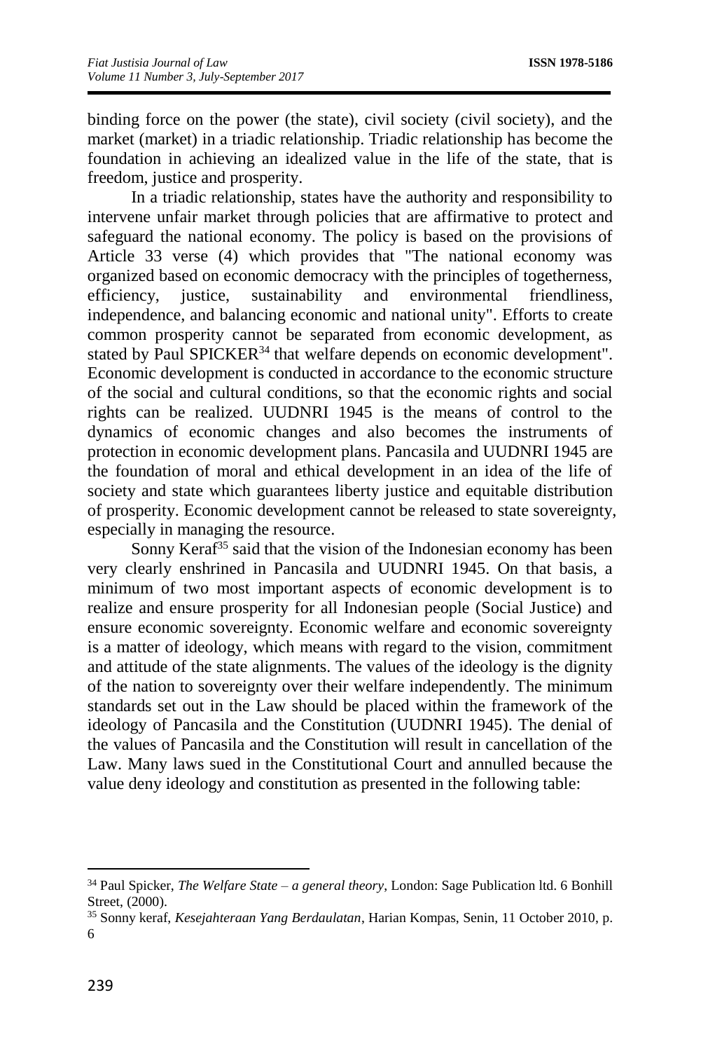binding force on the power (the state), civil society (civil society), and the market (market) in a triadic relationship. Triadic relationship has become the foundation in achieving an idealized value in the life of the state, that is freedom, justice and prosperity.

In a triadic relationship, states have the authority and responsibility to intervene unfair market through policies that are affirmative to protect and safeguard the national economy. The policy is based on the provisions of Article 33 verse (4) which provides that "The national economy was organized based on economic democracy with the principles of togetherness, efficiency, justice, sustainability and environmental friendliness, independence, and balancing economic and national unity". Efforts to create common prosperity cannot be separated from economic development, as stated by Paul SPICKER[34] that welfare depends on economic development". Economic development is conducted in accordance to the economic structure of the social and cultural conditions, so that the economic rights and social rights can be realized. UUDNRI 1945 is the means of control to the dynamics of economic changes and also becomes the instruments of protection in economic development plans. Pancasila and UUDNRI 1945 are the foundation of moral and ethical development in an idea of the life of society and state which guarantees liberty justice and equitable distribution of prosperity. Economic development cannot be released to state sovereignty, especially in managing the resource.

Sonny Keraf[35] said that the vision of the Indonesian economy has been very clearly enshrined in Pancasila and UUDNRI 1945. On that basis, a minimum of two most important aspects of economic development is to realize and ensure prosperity for all Indonesian people (Social Justice) and ensure economic sovereignty. Economic welfare and economic sovereignty is a matter of ideology, which means with regard to the vision, commitment and attitude of the state alignments. The values of the ideology is the dignity of the nation to sovereignty over their welfare independently. The minimum standards set out in the Law should be placed within the framework of the ideology of Pancasila and the Constitution (UUDNRI 1945). The denial of the values of Pancasila and the Constitution will result in cancellation of the Law. Many laws sued in the Constitutional Court and annulled because the value deny ideology and constitution as presented in the following table:

---

[34] Paul Spicker, *The Welfare State – a general theory*, London: Sage Publication ltd. 6 Bonhill Street, (2000).

[35] Sonny keraf, *Kesejahteraan Yang Berdaulatan*, Harian Kompas, Senin, 11 October 2010, p. 6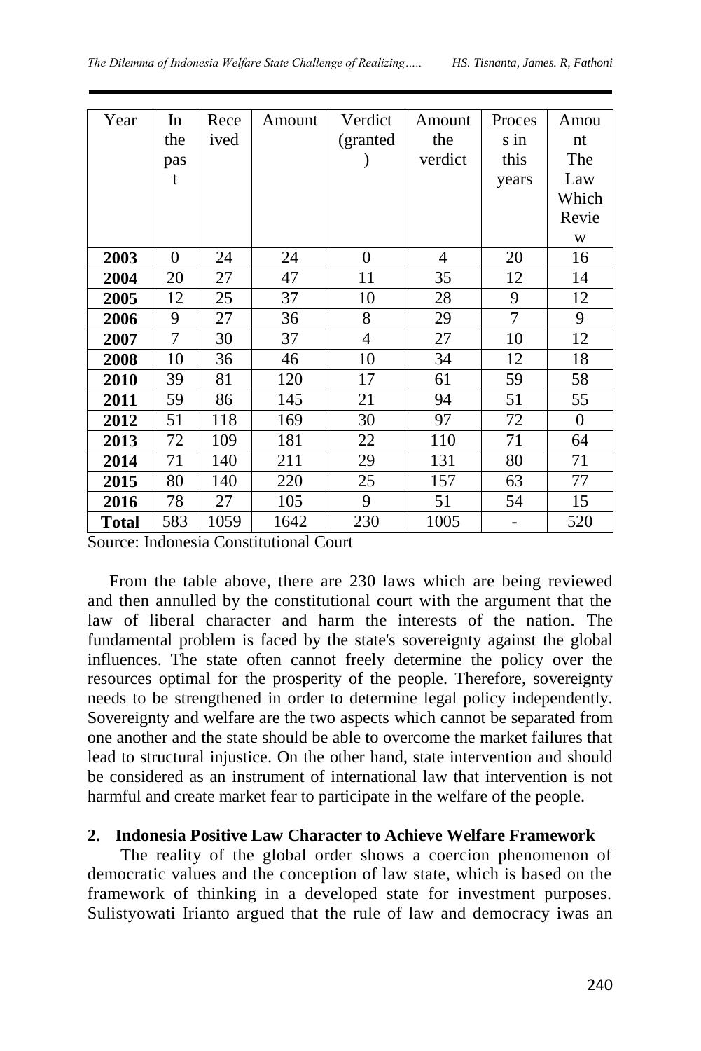| Year | In the past | Received | Amount | Verdict (granted) | Amount the verdict | Process in this years | Amount The Law Which Review |
|---|---|---|---|---|---|---|---|
| **2003** | 0 | 24 | 24 | 0 | 4 | 20 | 16 |
| **2004** | 20 | 27 | 47 | 11 | 35 | 12 | 14 |
| **2005** | 12 | 25 | 37 | 10 | 28 | 9 | 12 |
| **2006** | 9 | 27 | 36 | 8 | 29 | 7 | 9 |
| **2007** | 7 | 30 | 37 | 4 | 27 | 10 | 12 |
| **2008** | 10 | 36 | 46 | 10 | 34 | 12 | 18 |
| **2010** | 39 | 81 | 120 | 17 | 61 | 59 | 58 |
| **2011** | 59 | 86 | 145 | 21 | 94 | 51 | 55 |
| **2012** | 51 | 118 | 169 | 30 | 97 | 72 | 0 |
| **2013** | 72 | 109 | 181 | 22 | 110 | 71 | 64 |
| **2014** | 71 | 140 | 211 | 29 | 131 | 80 | 71 |
| **2015** | 80 | 140 | 220 | 25 | 157 | 63 | 77 |
| **2016** | 78 | 27 | 105 | 9 | 51 | 54 | 15 |
| **Total** | 583 | 1059 | 1642 | 230 | 1005 | - | 520 |

Source: Indonesia Constitutional Court

From the table above, there are 230 laws which are being reviewed and then annulled by the constitutional court with the argument that the law of liberal character and harm the interests of the nation. The fundamental problem is faced by the state's sovereignty against the global influences. The state often cannot freely determine the policy over the resources optimal for the prosperity of the people. Therefore, sovereignty needs to be strengthened in order to determine legal policy independently. Sovereignty and welfare are the two aspects which cannot be separated from one another and the state should be able to overcome the market failures that lead to structural injustice. On the other hand, state intervention and should be considered as an instrument of international law that intervention is not harmful and create market fear to participate in the welfare of the people.

## 2. Indonesia Positive Law Character to Achieve Welfare Framework

The reality of the global order shows a coercion phenomenon of democratic values and the conception of law state, which is based on the framework of thinking in a developed state for investment purposes. Sulistyowati Irianto argued that the rule of law and democracy iwas an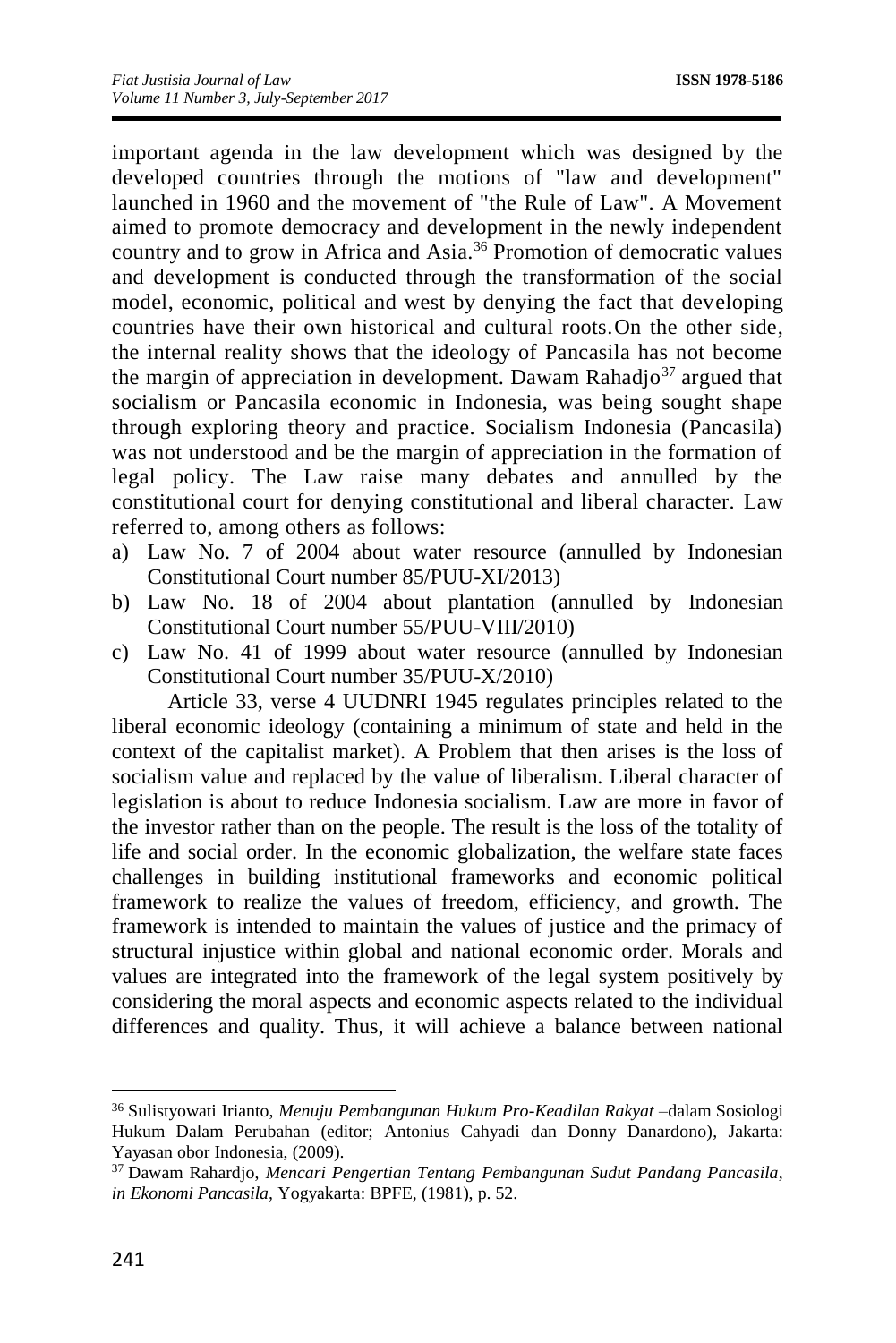important agenda in the law development which was designed by the developed countries through the motions of "law and development" launched in 1960 and the movement of "the Rule of Law". A Movement aimed to promote democracy and development in the newly independent country and to grow in Africa and Asia.[36] Promotion of democratic values and development is conducted through the transformation of the social model, economic, political and west by denying the fact that developing countries have their own historical and cultural roots.On the other side, the internal reality shows that the ideology of Pancasila has not become the margin of appreciation in development. Dawam Rahadjo[37] argued that socialism or Pancasila economic in Indonesia, was being sought shape through exploring theory and practice. Socialism Indonesia (Pancasila) was not understood and be the margin of appreciation in the formation of legal policy. The Law raise many debates and annulled by the constitutional court for denying constitutional and liberal character. Law referred to, among others as follows:

a) Law No. 7 of 2004 about water resource (annulled by Indonesian Constitutional Court number 85/PUU-XI/2013)
b) Law No. 18 of 2004 about plantation (annulled by Indonesian Constitutional Court number 55/PUU-VIII/2010)
c) Law No. 41 of 1999 about water resource (annulled by Indonesian Constitutional Court number 35/PUU-X/2010)

Article 33, verse 4 UUDNRI 1945 regulates principles related to the liberal economic ideology (containing a minimum of state and held in the context of the capitalist market). A Problem that then arises is the loss of socialism value and replaced by the value of liberalism. Liberal character of legislation is about to reduce Indonesia socialism. Law are more in favor of the investor rather than on the people. The result is the loss of the totality of life and social order. In the economic globalization, the welfare state faces challenges in building institutional frameworks and economic political framework to realize the values of freedom, efficiency, and growth. The framework is intended to maintain the values of justice and the primacy of structural injustice within global and national economic order. Morals and values are integrated into the framework of the legal system positively by considering the moral aspects and economic aspects related to the individual differences and quality. Thus, it will achieve a balance between national

---

[36] Sulistyowati Irianto, *Menuju Pembangunan Hukum Pro-Keadilan Rakyat* –dalam Sosiologi Hukum Dalam Perubahan (editor; Antonius Cahyadi dan Donny Danardono), Jakarta: Yayasan obor Indonesia, (2009).

[37] Dawam Rahardjo, *Mencari Pengertian Tentang Pembangunan Sudut Pandang Pancasila, in Ekonomi Pancasila,* Yogyakarta: BPFE, (1981), p. 52.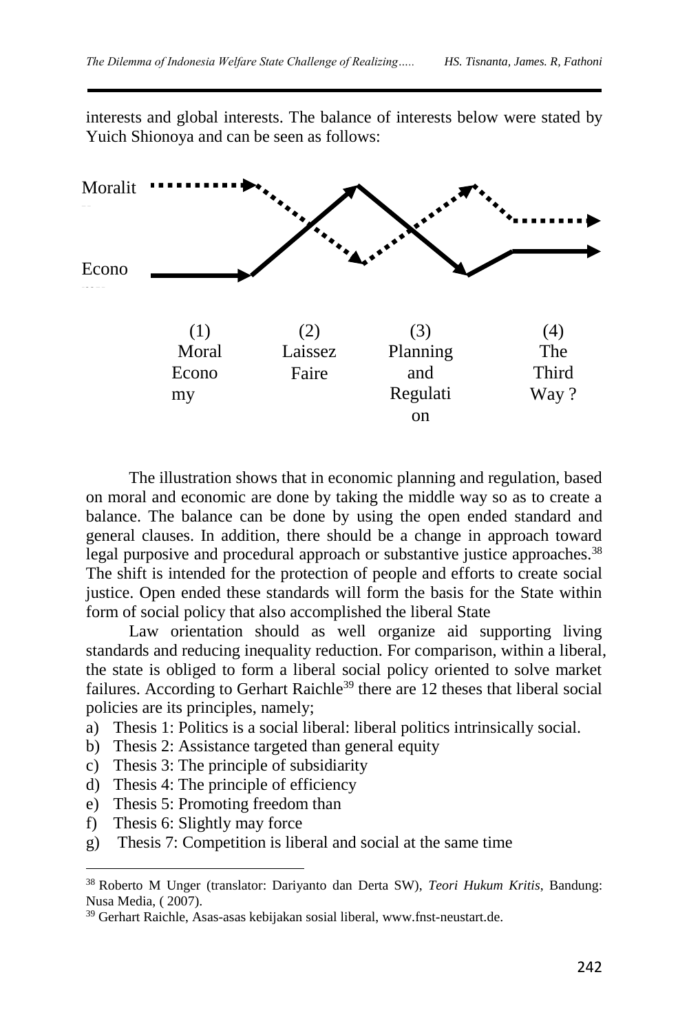interests and global interests. The balance of interests below were stated by Yuich Shionoya and can be seen as follows:

Moralit

Econo

(1) Moral Economy

(2) Laissez Faire

(3) Planning and Regulation

(4) The Third Way ?

The illustration shows that in economic planning and regulation, based on moral and economic are done by taking the middle way so as to create a balance. The balance can be done by using the open ended standard and general clauses. In addition, there should be a change in approach toward legal purposive and procedural approach or substantive justice approaches.[38] The shift is intended for the protection of people and efforts to create social justice. Open ended these standards will form the basis for the State within form of social policy that also accomplished the liberal State

Law orientation should as well organize aid supporting living standards and reducing inequality reduction. For comparison, within a liberal, the state is obliged to form a liberal social policy oriented to solve market failures. According to Gerhart Raichle[39] there are 12 theses that liberal social policies are its principles, namely;

a) Thesis 1: Politics is a social liberal: liberal politics intrinsically social.
b) Thesis 2: Assistance targeted than general equity
c) Thesis 3: The principle of subsidiarity
d) Thesis 4: The principle of efficiency
e) Thesis 5: Promoting freedom than
f) Thesis 6: Slightly may force
g) Thesis 7: Competition is liberal and social at the same time

---

[38] Roberto M Unger (translator: Dariyanto dan Derta SW), *Teori Hukum Kritis*, Bandung: Nusa Media, ( 2007).

[39] Gerhart Raichle, Asas-asas kebijakan sosial liberal, www.fnst-neustart.de.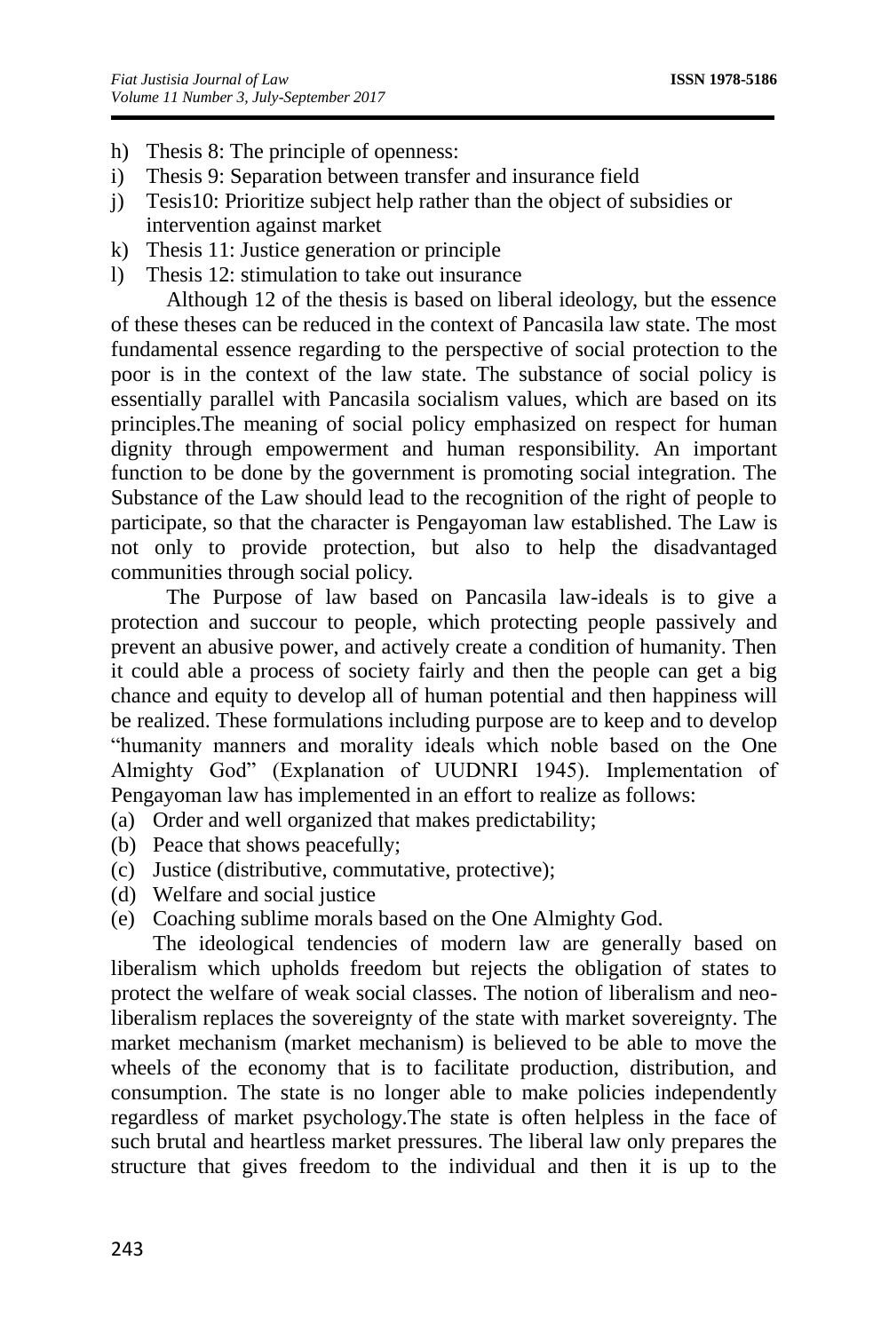h) Thesis 8: The principle of openness:
i) Thesis 9: Separation between transfer and insurance field
j) Tesis10: Prioritize subject help rather than the object of subsidies or intervention against market
k) Thesis 11: Justice generation or principle
l) Thesis 12: stimulation to take out insurance

Although 12 of the thesis is based on liberal ideology, but the essence of these theses can be reduced in the context of Pancasila law state. The most fundamental essence regarding to the perspective of social protection to the poor is in the context of the law state. The substance of social policy is essentially parallel with Pancasila socialism values, which are based on its principles.The meaning of social policy emphasized on respect for human dignity through empowerment and human responsibility. An important function to be done by the government is promoting social integration. The Substance of the Law should lead to the recognition of the right of people to participate, so that the character is Pengayoman law established. The Law is not only to provide protection, but also to help the disadvantaged communities through social policy.

The Purpose of law based on Pancasila law-ideals is to give a protection and succour to people, which protecting people passively and prevent an abusive power, and actively create a condition of humanity. Then it could able a process of society fairly and then the people can get a big chance and equity to develop all of human potential and then happiness will be realized. These formulations including purpose are to keep and to develop "humanity manners and morality ideals which noble based on the One Almighty God" (Explanation of UUDNRI 1945). Implementation of Pengayoman law has implemented in an effort to realize as follows:

(a) Order and well organized that makes predictability;
(b) Peace that shows peacefully;
(c) Justice (distributive, commutative, protective);
(d) Welfare and social justice
(e) Coaching sublime morals based on the One Almighty God.

The ideological tendencies of modern law are generally based on liberalism which upholds freedom but rejects the obligation of states to protect the welfare of weak social classes. The notion of liberalism and neo-liberalism replaces the sovereignty of the state with market sovereignty. The market mechanism (market mechanism) is believed to be able to move the wheels of the economy that is to facilitate production, distribution, and consumption. The state is no longer able to make policies independently regardless of market psychology.The state is often helpless in the face of such brutal and heartless market pressures. The liberal law only prepares the structure that gives freedom to the individual and then it is up to the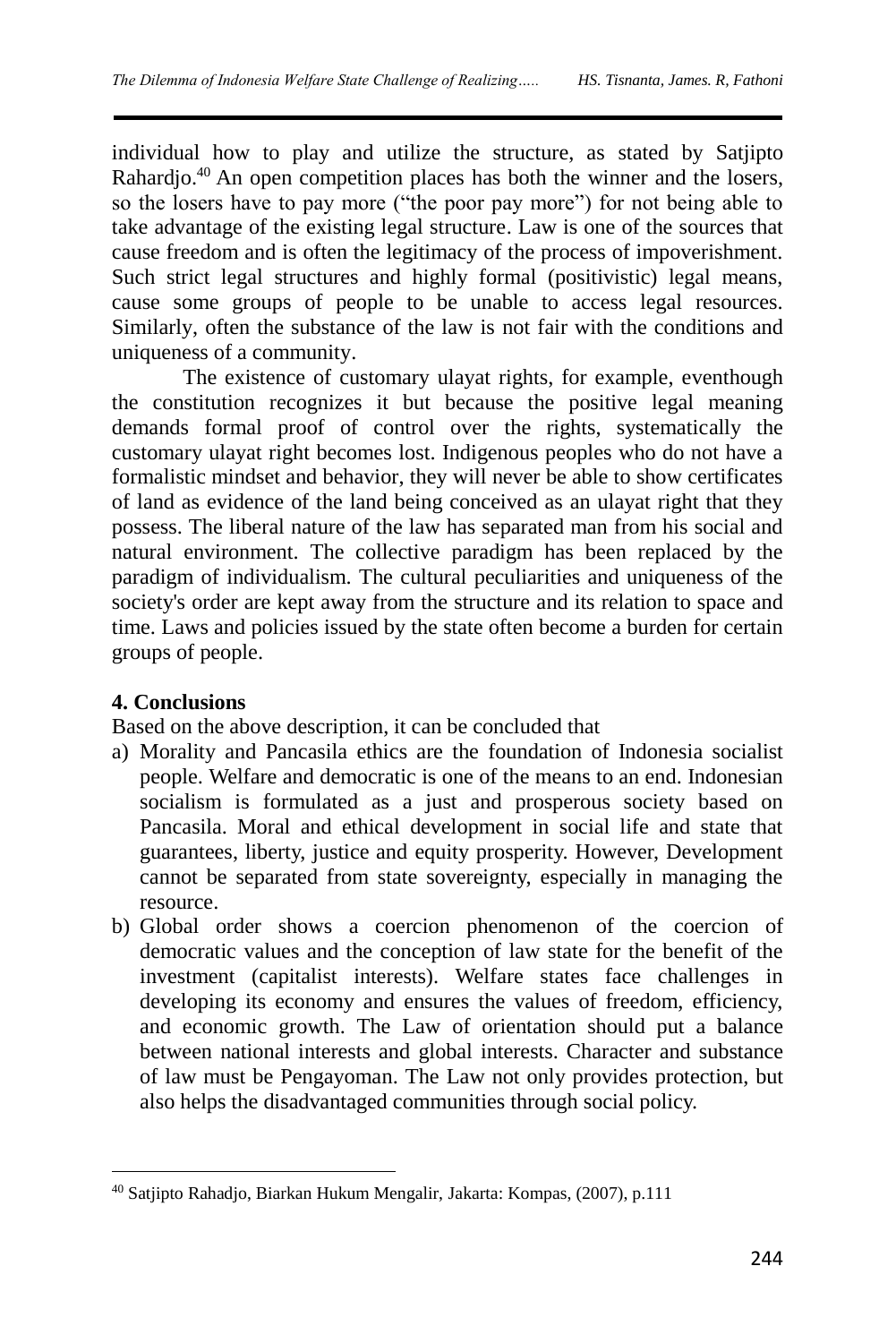individual how to play and utilize the structure, as stated by Satjipto Rahardjo.[40] An open competition places has both the winner and the losers, so the losers have to pay more ("the poor pay more") for not being able to take advantage of the existing legal structure. Law is one of the sources that cause freedom and is often the legitimacy of the process of impoverishment. Such strict legal structures and highly formal (positivistic) legal means, cause some groups of people to be unable to access legal resources. Similarly, often the substance of the law is not fair with the conditions and uniqueness of a community.

The existence of customary ulayat rights, for example, eventhough the constitution recognizes it but because the positive legal meaning demands formal proof of control over the rights, systematically the customary ulayat right becomes lost. Indigenous peoples who do not have a formalistic mindset and behavior, they will never be able to show certificates of land as evidence of the land being conceived as an ulayat right that they possess. The liberal nature of the law has separated man from his social and natural environment. The collective paradigm has been replaced by the paradigm of individualism. The cultural peculiarities and uniqueness of the society's order are kept away from the structure and its relation to space and time. Laws and policies issued by the state often become a burden for certain groups of people.

## 4. Conclusions

Based on the above description, it can be concluded that

a) Morality and Pancasila ethics are the foundation of Indonesia socialist people. Welfare and democratic is one of the means to an end. Indonesian socialism is formulated as a just and prosperous society based on Pancasila. Moral and ethical development in social life and state that guarantees, liberty, justice and equity prosperity. However, Development cannot be separated from state sovereignty, especially in managing the resource.
b) Global order shows a coercion phenomenon of the coercion of democratic values and the conception of law state for the benefit of the investment (capitalist interests). Welfare states face challenges in developing its economy and ensures the values of freedom, efficiency, and economic growth. The Law of orientation should put a balance between national interests and global interests. Character and substance of law must be Pengayoman. The Law not only provides protection, but also helps the disadvantaged communities through social policy.

---

[40] Satjipto Rahadjo, Biarkan Hukum Mengalir, Jakarta: Kompas, (2007), p.111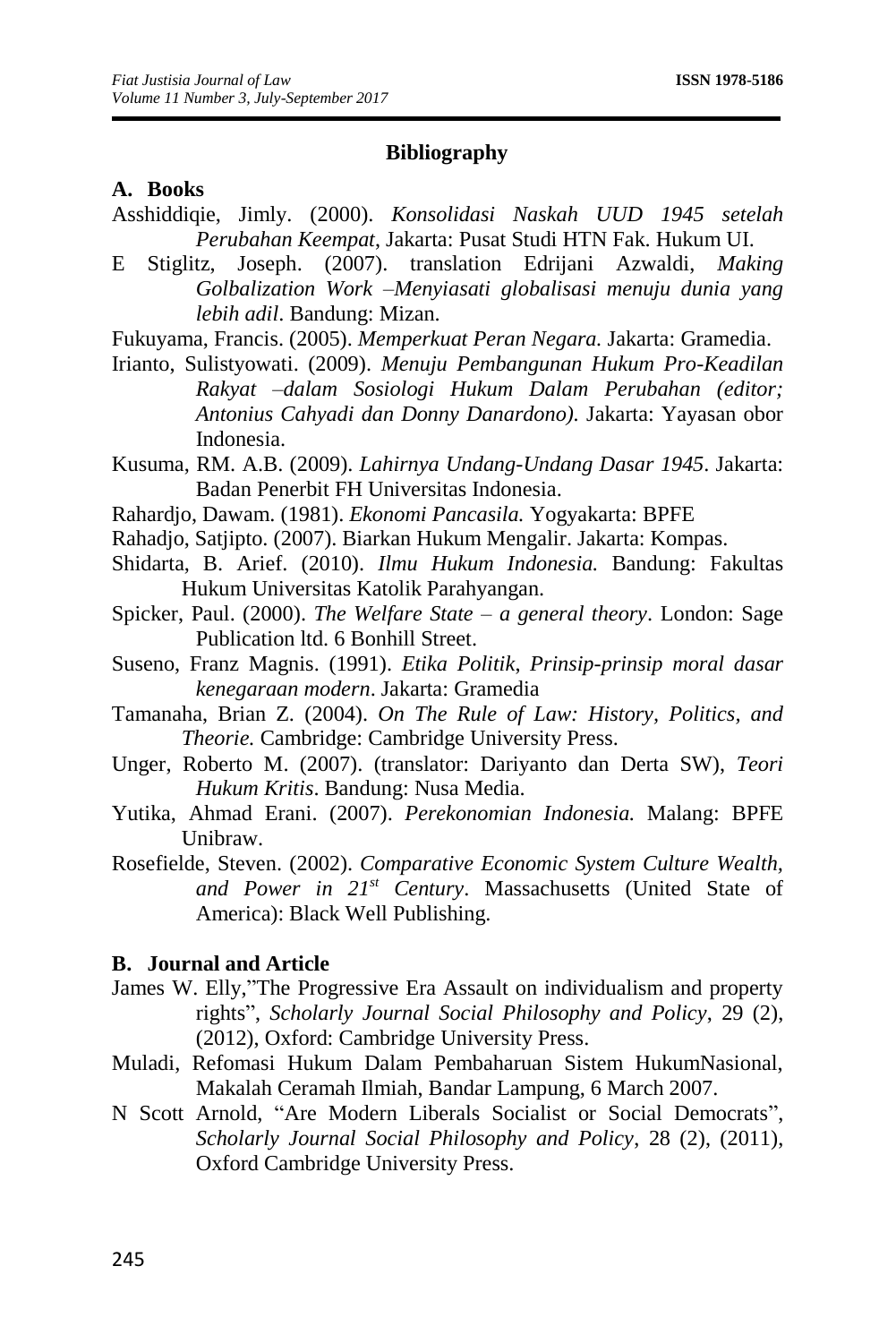## Bibliography

### A. Books

Asshiddiqie, Jimly. (2000). *Konsolidasi Naskah UUD 1945 setelah Perubahan Keempat*, Jakarta: Pusat Studi HTN Fak. Hukum UI.

E Stiglitz, Joseph. (2007). translation Edrijani Azwaldi, *Making Golbalization Work –Menyiasati globalisasi menuju dunia yang lebih adil*. Bandung: Mizan.

Fukuyama, Francis. (2005). *Memperkuat Peran Negara.* Jakarta: Gramedia.

Irianto, Sulistyowati. (2009). *Menuju Pembangunan Hukum Pro-Keadilan Rakyat –dalam Sosiologi Hukum Dalam Perubahan (editor; Antonius Cahyadi dan Donny Danardono).* Jakarta: Yayasan obor Indonesia.

Kusuma, RM. A.B. (2009). *Lahirnya Undang-Undang Dasar 1945*. Jakarta: Badan Penerbit FH Universitas Indonesia.

Rahardjo, Dawam. (1981). *Ekonomi Pancasila.* Yogyakarta: BPFE

Rahadjo, Satjipto. (2007). Biarkan Hukum Mengalir. Jakarta: Kompas.

Shidarta, B. Arief. (2010). *Ilmu Hukum Indonesia.* Bandung: Fakultas Hukum Universitas Katolik Parahyangan.

Spicker, Paul. (2000). *The Welfare State – a general theory*. London: Sage Publication ltd. 6 Bonhill Street.

Suseno, Franz Magnis. (1991). *Etika Politik*, *Prinsip-prinsip moral dasar kenegaraan modern*. Jakarta: Gramedia

Tamanaha, Brian Z. (2004). *On The Rule of Law: History, Politics, and Theorie.* Cambridge: Cambridge University Press.

Unger, Roberto M. (2007). (translator: Dariyanto dan Derta SW), *Teori Hukum Kritis*. Bandung: Nusa Media.

Yutika, Ahmad Erani. (2007). *Perekonomian Indonesia.* Malang: BPFE Unibraw.

Rosefielde, Steven. (2002). *Comparative Economic System Culture Wealth, and Power in 21st Century*. Massachusetts (United State of America): Black Well Publishing.

### B. Journal and Article

James W. Elly,"The Progressive Era Assault on individualism and property rights", *Scholarly Journal Social Philosophy and Policy*, 29 (2), (2012), Oxford: Cambridge University Press.

Muladi, Refomasi Hukum Dalam Pembaharuan Sistem HukumNasional, Makalah Ceramah Ilmiah, Bandar Lampung, 6 March 2007.

N Scott Arnold, "Are Modern Liberals Socialist or Social Democrats", *Scholarly Journal Social Philosophy and Policy*, 28 (2), (2011), Oxford Cambridge University Press.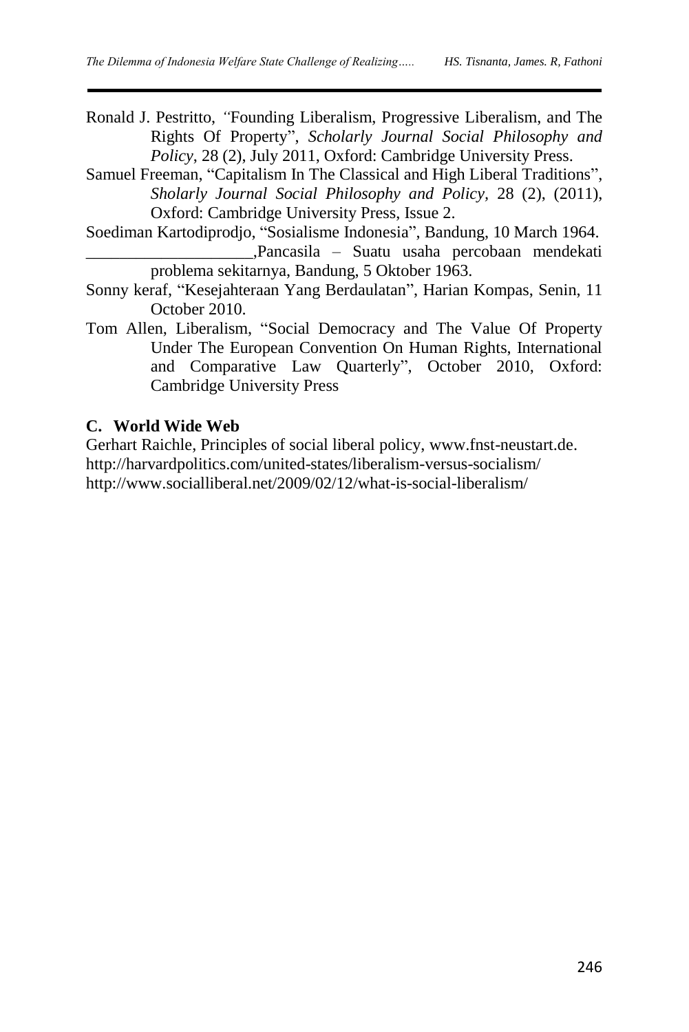Ronald J. Pestritto, "Founding Liberalism, Progressive Liberalism, and The Rights Of Property", *Scholarly Journal Social Philosophy and Policy*, 28 (2), July 2011, Oxford: Cambridge University Press.

Samuel Freeman, "Capitalism In The Classical and High Liberal Traditions", *Sholarly Journal Social Philosophy and Policy*, 28 (2), (2011), Oxford: Cambridge University Press, Issue 2.

Soediman Kartodiprodjo, "Sosialisme Indonesia", Bandung, 10 March 1964.

____________________,Pancasila – Suatu usaha percobaan mendekati problema sekitarnya, Bandung, 5 Oktober 1963.

Sonny keraf, "Kesejahteraan Yang Berdaulatan", Harian Kompas, Senin, 11 October 2010.

Tom Allen, Liberalism, "Social Democracy and The Value Of Property Under The European Convention On Human Rights, International and Comparative Law Quarterly", October 2010, Oxford: Cambridge University Press

**C. World Wide Web**

Gerhart Raichle, Principles of social liberal policy, www.fnst-neustart.de.

http://harvardpolitics.com/united-states/liberalism-versus-socialism/

http://www.socialliberal.net/2009/02/12/what-is-social-liberalism/